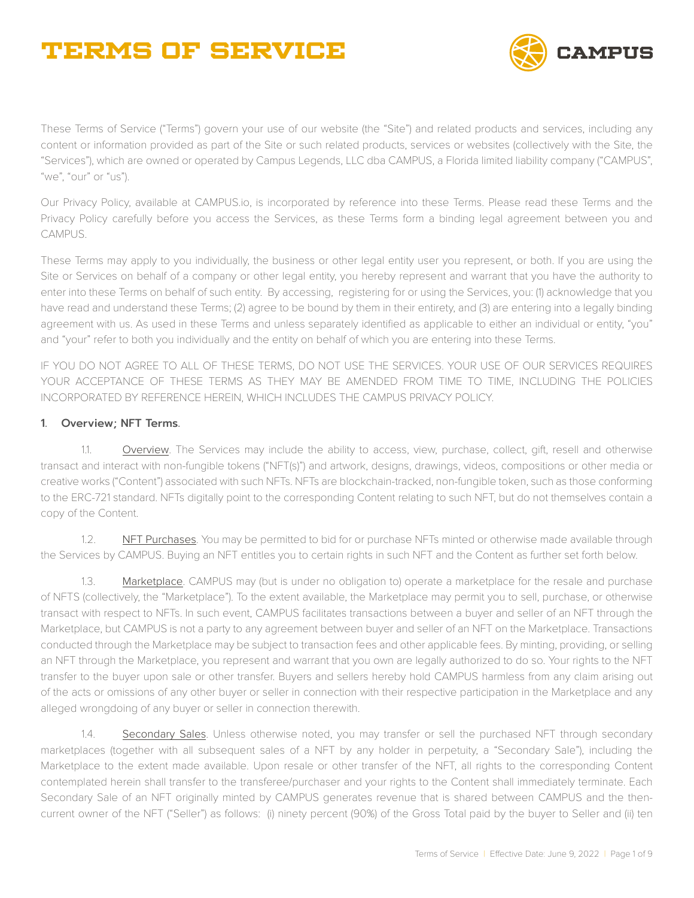# TERMS OF SERVICE

CAMPUS

These Terms of Service ("Terms") govern your use of our website (the "Site") and related products and services, including any content or information provided as part of the Site or such related products, services or websites (collectively with the Site, the "Services"), which are owned or operated by Campus Legends, LLC dba CAMPUS, a Florida limited liability company ("CAMPUS", "we", "our" or "us").

Our Privacy Policy, available at CAMPUS.io, is incorporated by reference into these Terms. Please read these Terms and the Privacy Policy carefully before you access the Services, as these Terms form a binding legal agreement between you and CAMPUS.

These Terms may apply to you individually, the business or other legal entity user you represent, or both. If you are using the Site or Services on behalf of a company or other legal entity, you hereby represent and warrant that you have the authority to enter into these Terms on behalf of such entity. By accessing, registering for or using the Services, you: (1) acknowledge that you have read and understand these Terms; (2) agree to be bound by them in their entirety, and (3) are entering into a legally binding agreement with us. As used in these Terms and unless separately identified as applicable to either an individual or entity, "you" and "your" refer to both you individually and the entity on behalf of which you are entering into these Terms.

IF YOU DO NOT AGREE TO ALL OF THESE TERMS, DO NOT USE THE SERVICES. YOUR USE OF OUR SERVICES REQUIRES YOUR ACCEPTANCE OF THESE TERMS AS THEY MAY BE AMENDED FROM TIME TO TIME, INCLUDING THE POLICIES INCORPORATED BY REFERENCE HEREIN, WHICH INCLUDES THE CAMPUS PRIVACY POLICY.

**1. Overview; NFT Terms.**

1.1. Overview. The Services may include the ability to access, view, purchase, collect, gift, resell and otherwise transact and interact with non-fungible tokens ("NFT(s)") and artwork, designs, drawings, videos, compositions or other media or creative works ("Content") associated with such NFTs. NFTs are blockchain-tracked, non-fungible token, such as those conforming to the ERC-721 standard. NFTs digitally point to the corresponding Content relating to such NFT, but do not themselves contain a copy of the Content.

1.2. NFT Purchases. You may be permitted to bid for or purchase NFTs minted or otherwise made available through the Services by CAMPUS. Buying an NFT entitles you to certain rights in such NFT and the Content as further set forth below.

1.3. Marketplace. CAMPUS may (but is under no obligation to) operate a marketplace for the resale and purchase of NFTS (collectively, the "Marketplace"). To the extent available, the Marketplace may permit you to sell, purchase, or otherwise transact with respect to NFTs. In such event, CAMPUS facilitates transactions between a buyer and seller of an NFT through the Marketplace, but CAMPUS is not a party to any agreement between buyer and seller of an NFT on the Marketplace. Transactions conducted through the Marketplace may be subject to transaction fees and other applicable fees. By minting, providing, or selling an NFT through the Marketplace, you represent and warrant that you own are legally authorized to do so. Your rights to the NFT transfer to the buyer upon sale or other transfer. Buyers and sellers hereby hold CAMPUS harmless from any claim arising out of the acts or omissions of any other buyer or seller in connection with their respective participation in the Marketplace and any alleged wrongdoing of any buyer or seller in connection therewith.

1.4. Secondary Sales. Unless otherwise noted, you may transfer or sell the purchased NFT through secondary marketplaces (together with all subsequent sales of a NFT by any holder in perpetuity, a "Secondary Sale"), including the Marketplace to the extent made available. Upon resale or other transfer of the NFT, all rights to the corresponding Content contemplated herein shall transfer to the transferee/purchaser and your rights to the Content shall immediately terminate. Each Secondary Sale of an NFT originally minted by CAMPUS generates revenue that is shared between CAMPUS and the then-current owner of the NFT ("Seller") as follows: (i) ninety percent (90%) of the Gross Total paid by the buyer to Seller and (ii) ten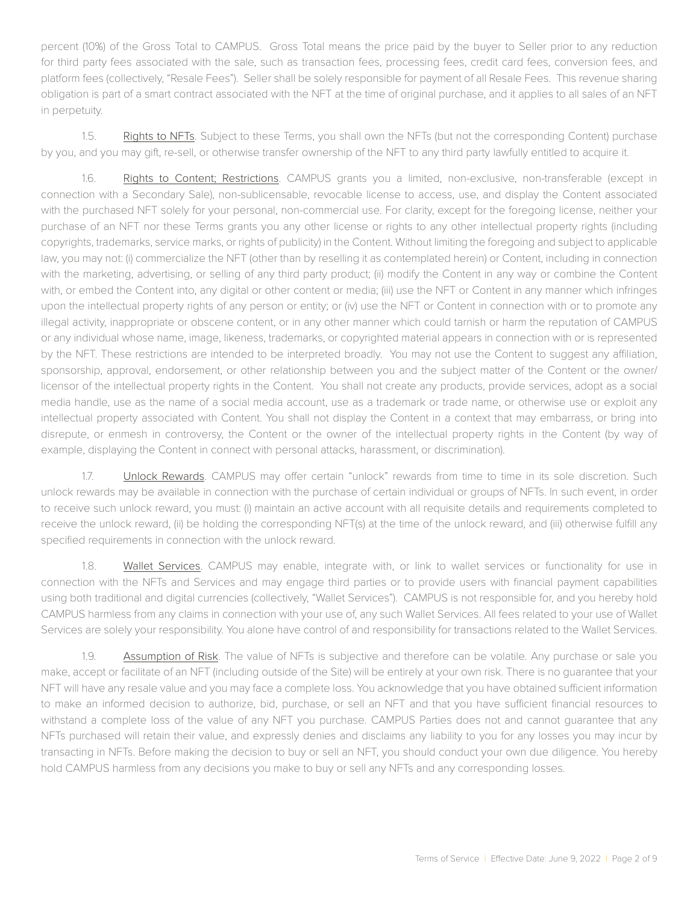percent (10%) of the Gross Total to CAMPUS. Gross Total means the price paid by the buyer to Seller prior to any reduction for third party fees associated with the sale, such as transaction fees, processing fees, credit card fees, conversion fees, and platform fees (collectively, "Resale Fees"). Seller shall be solely responsible for payment of all Resale Fees. This revenue sharing obligation is part of a smart contract associated with the NFT at the time of original purchase, and it applies to all sales of an NFT in perpetuity.

1.5. Rights to NFTs. Subject to these Terms, you shall own the NFTs (but not the corresponding Content) purchase by you, and you may gift, re-sell, or otherwise transfer ownership of the NFT to any third party lawfully entitled to acquire it.

1.6. Rights to Content; Restrictions. CAMPUS grants you a limited, non-exclusive, non-transferable (except in connection with a Secondary Sale), non-sublicensable, revocable license to access, use, and display the Content associated with the purchased NFT solely for your personal, non-commercial use. For clarity, except for the foregoing license, neither your purchase of an NFT nor these Terms grants you any other license or rights to any other intellectual property rights (including copyrights, trademarks, service marks, or rights of publicity) in the Content. Without limiting the foregoing and subject to applicable law, you may not: (i) commercialize the NFT (other than by reselling it as contemplated herein) or Content, including in connection with the marketing, advertising, or selling of any third party product; (ii) modify the Content in any way or combine the Content with, or embed the Content into, any digital or other content or media; (iii) use the NFT or Content in any manner which infringes upon the intellectual property rights of any person or entity; or (iv) use the NFT or Content in connection with or to promote any illegal activity, inappropriate or obscene content, or in any other manner which could tarnish or harm the reputation of CAMPUS or any individual whose name, image, likeness, trademarks, or copyrighted material appears in connection with or is represented by the NFT. These restrictions are intended to be interpreted broadly. You may not use the Content to suggest any affiliation, sponsorship, approval, endorsement, or other relationship between you and the subject matter of the Content or the owner/ licensor of the intellectual property rights in the Content. You shall not create any products, provide services, adopt as a social media handle, use as the name of a social media account, use as a trademark or trade name, or otherwise use or exploit any intellectual property associated with Content. You shall not display the Content in a context that may embarrass, or bring into disrepute, or enmesh in controversy, the Content or the owner of the intellectual property rights in the Content (by way of example, displaying the Content in connect with personal attacks, harassment, or discrimination).

1.7. Unlock Rewards. CAMPUS may offer certain "unlock" rewards from time to time in its sole discretion. Such unlock rewards may be available in connection with the purchase of certain individual or groups of NFTs. In such event, in order to receive such unlock reward, you must: (i) maintain an active account with all requisite details and requirements completed to receive the unlock reward, (ii) be holding the corresponding NFT(s) at the time of the unlock reward, and (iii) otherwise fulfill any specified requirements in connection with the unlock reward.

1.8. Wallet Services. CAMPUS may enable, integrate with, or link to wallet services or functionality for use in connection with the NFTs and Services and may engage third parties or to provide users with financial payment capabilities using both traditional and digital currencies (collectively, "Wallet Services"). CAMPUS is not responsible for, and you hereby hold CAMPUS harmless from any claims in connection with your use of, any such Wallet Services. All fees related to your use of Wallet Services are solely your responsibility. You alone have control of and responsibility for transactions related to the Wallet Services.

1.9. Assumption of Risk. The value of NFTs is subjective and therefore can be volatile. Any purchase or sale you make, accept or facilitate of an NFT (including outside of the Site) will be entirely at your own risk. There is no guarantee that your NFT will have any resale value and you may face a complete loss. You acknowledge that you have obtained sufficient information to make an informed decision to authorize, bid, purchase, or sell an NFT and that you have sufficient financial resources to withstand a complete loss of the value of any NFT you purchase. CAMPUS Parties does not and cannot guarantee that any NFTs purchased will retain their value, and expressly denies and disclaims any liability to you for any losses you may incur by transacting in NFTs. Before making the decision to buy or sell an NFT, you should conduct your own due diligence. You hereby hold CAMPUS harmless from any decisions you make to buy or sell any NFTs and any corresponding losses.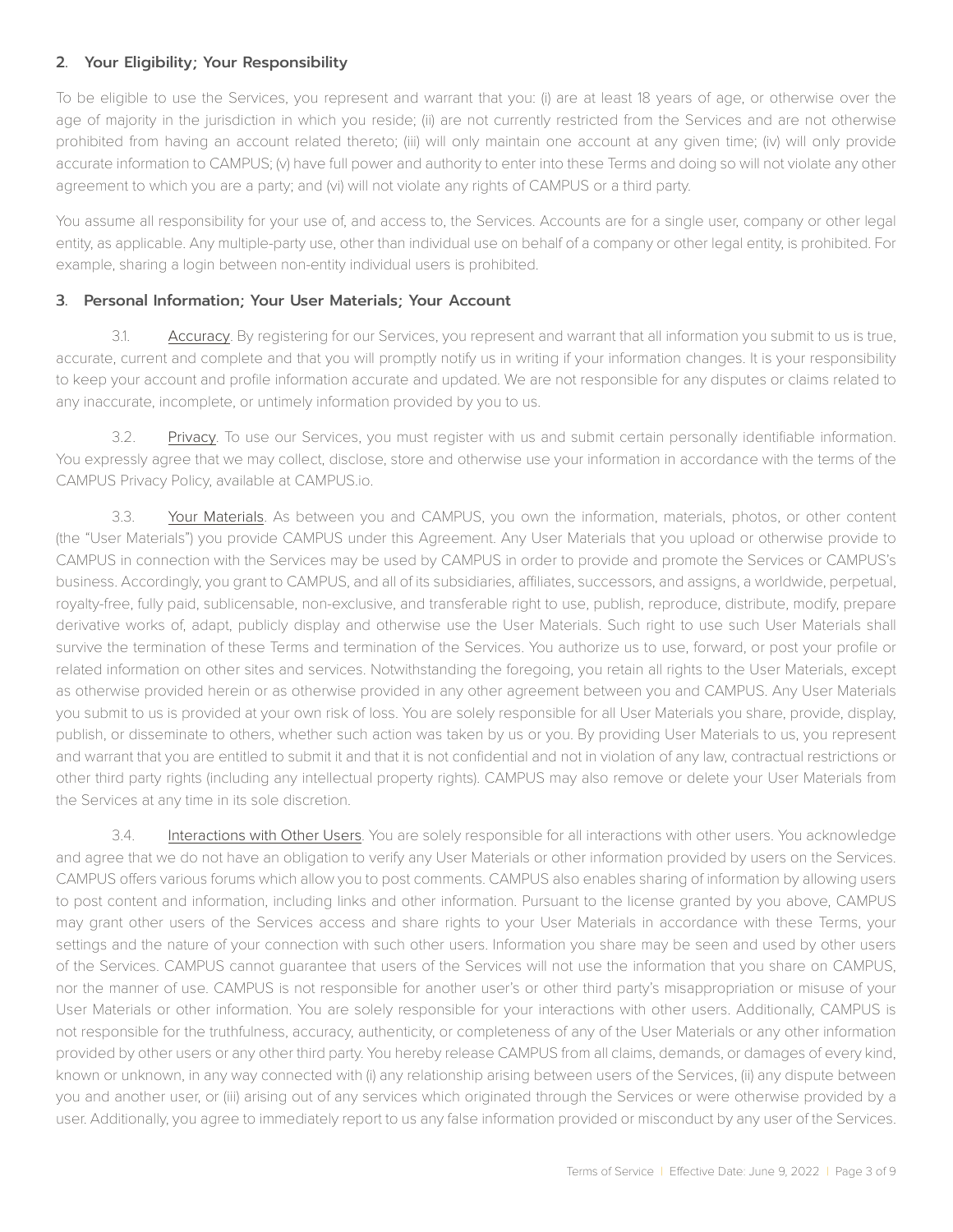## 2. Your Eligibility; Your Responsibility

To be eligible to use the Services, you represent and warrant that you: (i) are at least 18 years of age, or otherwise over the age of majority in the jurisdiction in which you reside; (ii) are not currently restricted from the Services and are not otherwise prohibited from having an account related thereto; (iii) will only maintain one account at any given time; (iv) will only provide accurate information to CAMPUS; (v) have full power and authority to enter into these Terms and doing so will not violate any other agreement to which you are a party; and (vi) will not violate any rights of CAMPUS or a third party.

You assume all responsibility for your use of, and access to, the Services. Accounts are for a single user, company or other legal entity, as applicable. Any multiple-party use, other than individual use on behalf of a company or other legal entity, is prohibited. For example, sharing a login between non-entity individual users is prohibited.

## 3. Personal Information; Your User Materials; Your Account

3.1. Accuracy. By registering for our Services, you represent and warrant that all information you submit to us is true, accurate, current and complete and that you will promptly notify us in writing if your information changes. It is your responsibility to keep your account and profile information accurate and updated. We are not responsible for any disputes or claims related to any inaccurate, incomplete, or untimely information provided by you to us.

3.2. Privacy. To use our Services, you must register with us and submit certain personally identifiable information. You expressly agree that we may collect, disclose, store and otherwise use your information in accordance with the terms of the CAMPUS Privacy Policy, available at CAMPUS.io.

3.3. Your Materials. As between you and CAMPUS, you own the information, materials, photos, or other content (the "User Materials") you provide CAMPUS under this Agreement. Any User Materials that you upload or otherwise provide to CAMPUS in connection with the Services may be used by CAMPUS in order to provide and promote the Services or CAMPUS's business. Accordingly, you grant to CAMPUS, and all of its subsidiaries, affiliates, successors, and assigns, a worldwide, perpetual, royalty-free, fully paid, sublicensable, non-exclusive, and transferable right to use, publish, reproduce, distribute, modify, prepare derivative works of, adapt, publicly display and otherwise use the User Materials. Such right to use such User Materials shall survive the termination of these Terms and termination of the Services. You authorize us to use, forward, or post your profile or related information on other sites and services. Notwithstanding the foregoing, you retain all rights to the User Materials, except as otherwise provided herein or as otherwise provided in any other agreement between you and CAMPUS. Any User Materials you submit to us is provided at your own risk of loss. You are solely responsible for all User Materials you share, provide, display, publish, or disseminate to others, whether such action was taken by us or you. By providing User Materials to us, you represent and warrant that you are entitled to submit it and that it is not confidential and not in violation of any law, contractual restrictions or other third party rights (including any intellectual property rights). CAMPUS may also remove or delete your User Materials from the Services at any time in its sole discretion.

3.4. Interactions with Other Users. You are solely responsible for all interactions with other users. You acknowledge and agree that we do not have an obligation to verify any User Materials or other information provided by users on the Services. CAMPUS offers various forums which allow you to post comments. CAMPUS also enables sharing of information by allowing users to post content and information, including links and other information. Pursuant to the license granted by you above, CAMPUS may grant other users of the Services access and share rights to your User Materials in accordance with these Terms, your settings and the nature of your connection with such other users. Information you share may be seen and used by other users of the Services. CAMPUS cannot guarantee that users of the Services will not use the information that you share on CAMPUS, nor the manner of use. CAMPUS is not responsible for another user's or other third party's misappropriation or misuse of your User Materials or other information. You are solely responsible for your interactions with other users. Additionally, CAMPUS is not responsible for the truthfulness, accuracy, authenticity, or completeness of any of the User Materials or any other information provided by other users or any other third party. You hereby release CAMPUS from all claims, demands, or damages of every kind, known or unknown, in any way connected with (i) any relationship arising between users of the Services, (ii) any dispute between you and another user, or (iii) arising out of any services which originated through the Services or were otherwise provided by a user. Additionally, you agree to immediately report to us any false information provided or misconduct by any user of the Services.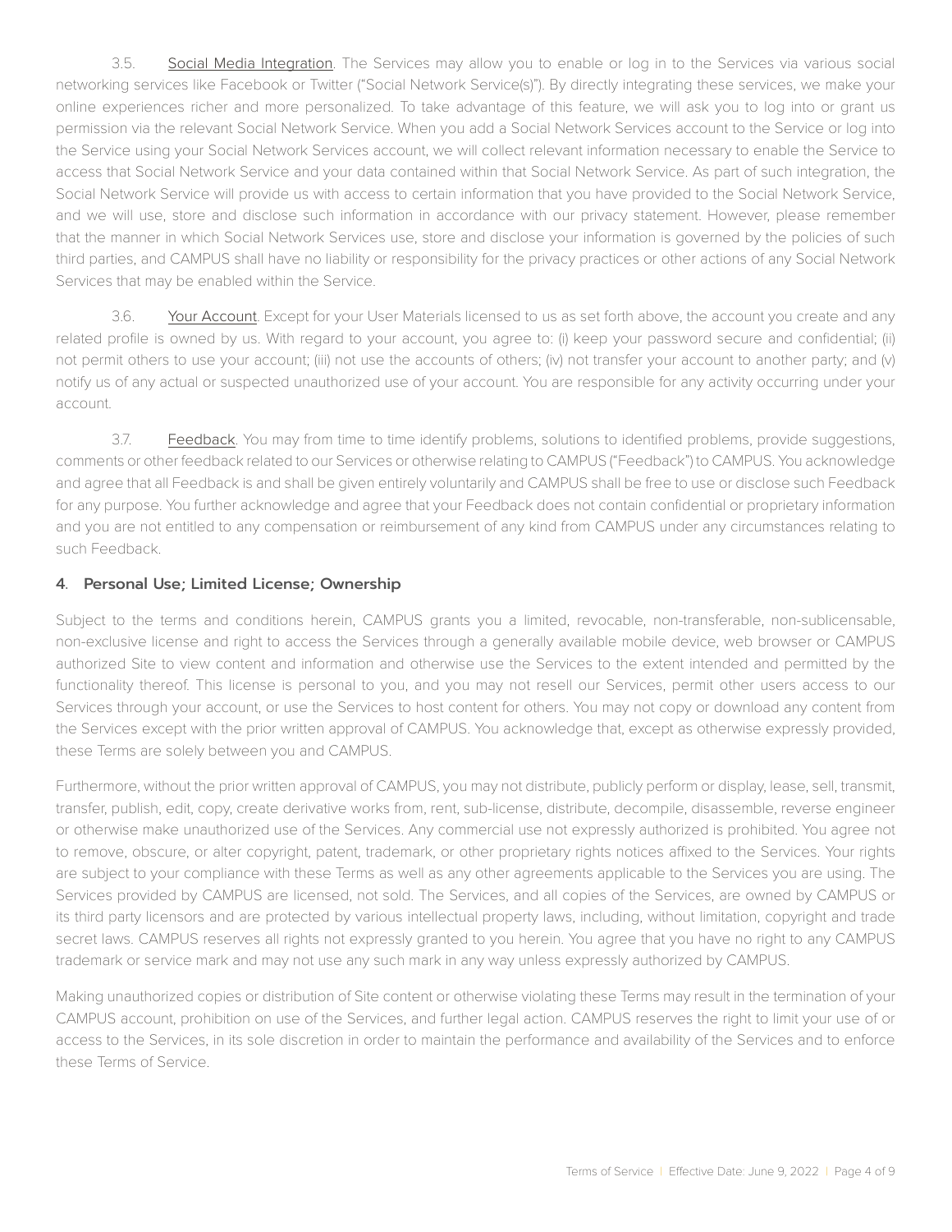3.5. Social Media Integration. The Services may allow you to enable or log in to the Services via various social networking services like Facebook or Twitter ("Social Network Service(s)"). By directly integrating these services, we make your online experiences richer and more personalized. To take advantage of this feature, we will ask you to log into or grant us permission via the relevant Social Network Service. When you add a Social Network Services account to the Service or log into the Service using your Social Network Services account, we will collect relevant information necessary to enable the Service to access that Social Network Service and your data contained within that Social Network Service. As part of such integration, the Social Network Service will provide us with access to certain information that you have provided to the Social Network Service, and we will use, store and disclose such information in accordance with our privacy statement. However, please remember that the manner in which Social Network Services use, store and disclose your information is governed by the policies of such third parties, and CAMPUS shall have no liability or responsibility for the privacy practices or other actions of any Social Network Services that may be enabled within the Service.

3.6. Your Account. Except for your User Materials licensed to us as set forth above, the account you create and any related profile is owned by us. With regard to your account, you agree to: (i) keep your password secure and confidential; (ii) not permit others to use your account; (iii) not use the accounts of others; (iv) not transfer your account to another party; and (v) notify us of any actual or suspected unauthorized use of your account. You are responsible for any activity occurring under your account.

3.7. Feedback. You may from time to time identify problems, solutions to identified problems, provide suggestions, comments or other feedback related to our Services or otherwise relating to CAMPUS ("Feedback") to CAMPUS. You acknowledge and agree that all Feedback is and shall be given entirely voluntarily and CAMPUS shall be free to use or disclose such Feedback for any purpose. You further acknowledge and agree that your Feedback does not contain confidential or proprietary information and you are not entitled to any compensation or reimbursement of any kind from CAMPUS under any circumstances relating to such Feedback.

## 4. Personal Use; Limited License; Ownership

Subject to the terms and conditions herein, CAMPUS grants you a limited, revocable, non-transferable, non-sublicensable, non-exclusive license and right to access the Services through a generally available mobile device, web browser or CAMPUS authorized Site to view content and information and otherwise use the Services to the extent intended and permitted by the functionality thereof. This license is personal to you, and you may not resell our Services, permit other users access to our Services through your account, or use the Services to host content for others. You may not copy or download any content from the Services except with the prior written approval of CAMPUS. You acknowledge that, except as otherwise expressly provided, these Terms are solely between you and CAMPUS.

Furthermore, without the prior written approval of CAMPUS, you may not distribute, publicly perform or display, lease, sell, transmit, transfer, publish, edit, copy, create derivative works from, rent, sub-license, distribute, decompile, disassemble, reverse engineer or otherwise make unauthorized use of the Services. Any commercial use not expressly authorized is prohibited. You agree not to remove, obscure, or alter copyright, patent, trademark, or other proprietary rights notices affixed to the Services. Your rights are subject to your compliance with these Terms as well as any other agreements applicable to the Services you are using. The Services provided by CAMPUS are licensed, not sold. The Services, and all copies of the Services, are owned by CAMPUS or its third party licensors and are protected by various intellectual property laws, including, without limitation, copyright and trade secret laws. CAMPUS reserves all rights not expressly granted to you herein. You agree that you have no right to any CAMPUS trademark or service mark and may not use any such mark in any way unless expressly authorized by CAMPUS.

Making unauthorized copies or distribution of Site content or otherwise violating these Terms may result in the termination of your CAMPUS account, prohibition on use of the Services, and further legal action. CAMPUS reserves the right to limit your use of or access to the Services, in its sole discretion in order to maintain the performance and availability of the Services and to enforce these Terms of Service.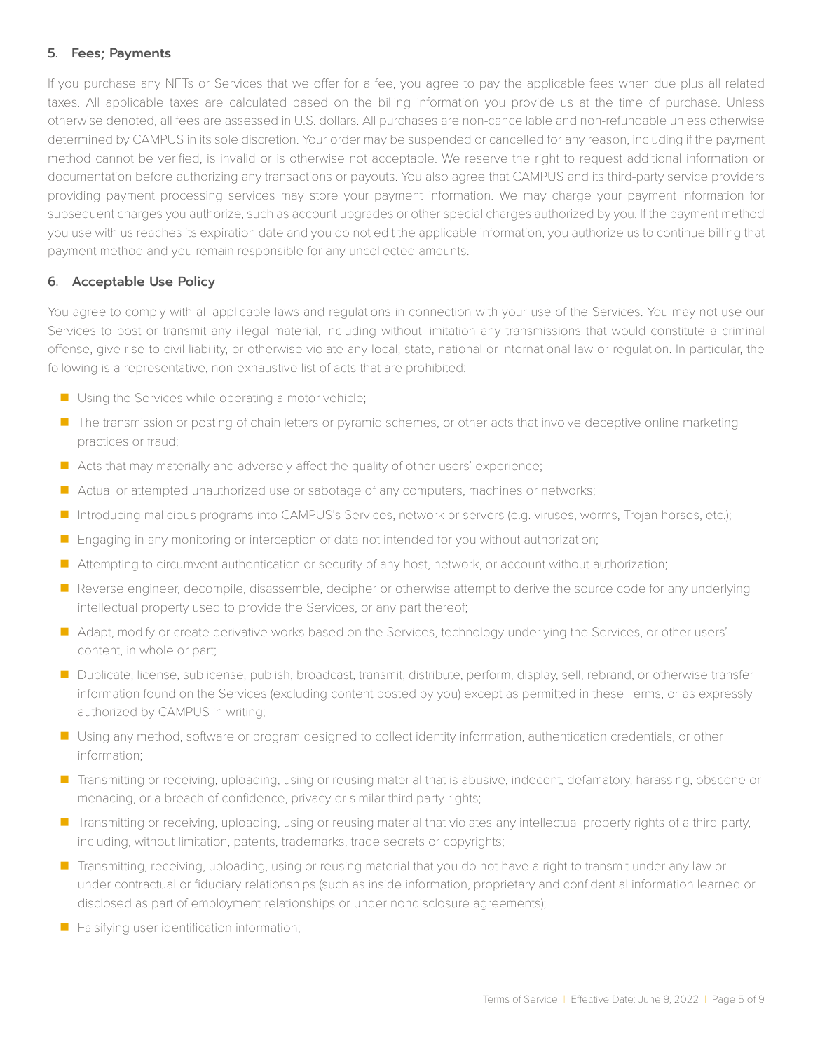### 5. Fees; Payments

If you purchase any NFTs or Services that we offer for a fee, you agree to pay the applicable fees when due plus all related taxes. All applicable taxes are calculated based on the billing information you provide us at the time of purchase. Unless otherwise denoted, all fees are assessed in U.S. dollars. All purchases are non-cancellable and non-refundable unless otherwise determined by CAMPUS in its sole discretion. Your order may be suspended or cancelled for any reason, including if the payment method cannot be verified, is invalid or is otherwise not acceptable. We reserve the right to request additional information or documentation before authorizing any transactions or payouts. You also agree that CAMPUS and its third-party service providers providing payment processing services may store your payment information. We may charge your payment information for subsequent charges you authorize, such as account upgrades or other special charges authorized by you. If the payment method you use with us reaches its expiration date and you do not edit the applicable information, you authorize us to continue billing that payment method and you remain responsible for any uncollected amounts.

### 6. Acceptable Use Policy

You agree to comply with all applicable laws and regulations in connection with your use of the Services. You may not use our Services to post or transmit any illegal material, including without limitation any transmissions that would constitute a criminal offense, give rise to civil liability, or otherwise violate any local, state, national or international law or regulation. In particular, the following is a representative, non-exhaustive list of acts that are prohibited:

- Using the Services while operating a motor vehicle;
- The transmission or posting of chain letters or pyramid schemes, or other acts that involve deceptive online marketing practices or fraud;
- Acts that may materially and adversely affect the quality of other users' experience;
- Actual or attempted unauthorized use or sabotage of any computers, machines or networks;
- Introducing malicious programs into CAMPUS's Services, network or servers (e.g. viruses, worms, Trojan horses, etc.);
- Engaging in any monitoring or interception of data not intended for you without authorization;
- Attempting to circumvent authentication or security of any host, network, or account without authorization;
- Reverse engineer, decompile, disassemble, decipher or otherwise attempt to derive the source code for any underlying intellectual property used to provide the Services, or any part thereof;
- Adapt, modify or create derivative works based on the Services, technology underlying the Services, or other users' content, in whole or part;
- Duplicate, license, sublicense, publish, broadcast, transmit, distribute, perform, display, sell, rebrand, or otherwise transfer information found on the Services (excluding content posted by you) except as permitted in these Terms, or as expressly authorized by CAMPUS in writing;
- Using any method, software or program designed to collect identity information, authentication credentials, or other information;
- Transmitting or receiving, uploading, using or reusing material that is abusive, indecent, defamatory, harassing, obscene or menacing, or a breach of confidence, privacy or similar third party rights;
- Transmitting or receiving, uploading, using or reusing material that violates any intellectual property rights of a third party, including, without limitation, patents, trademarks, trade secrets or copyrights;
- Transmitting, receiving, uploading, using or reusing material that you do not have a right to transmit under any law or under contractual or fiduciary relationships (such as inside information, proprietary and confidential information learned or disclosed as part of employment relationships or under nondisclosure agreements);
- Falsifying user identification information;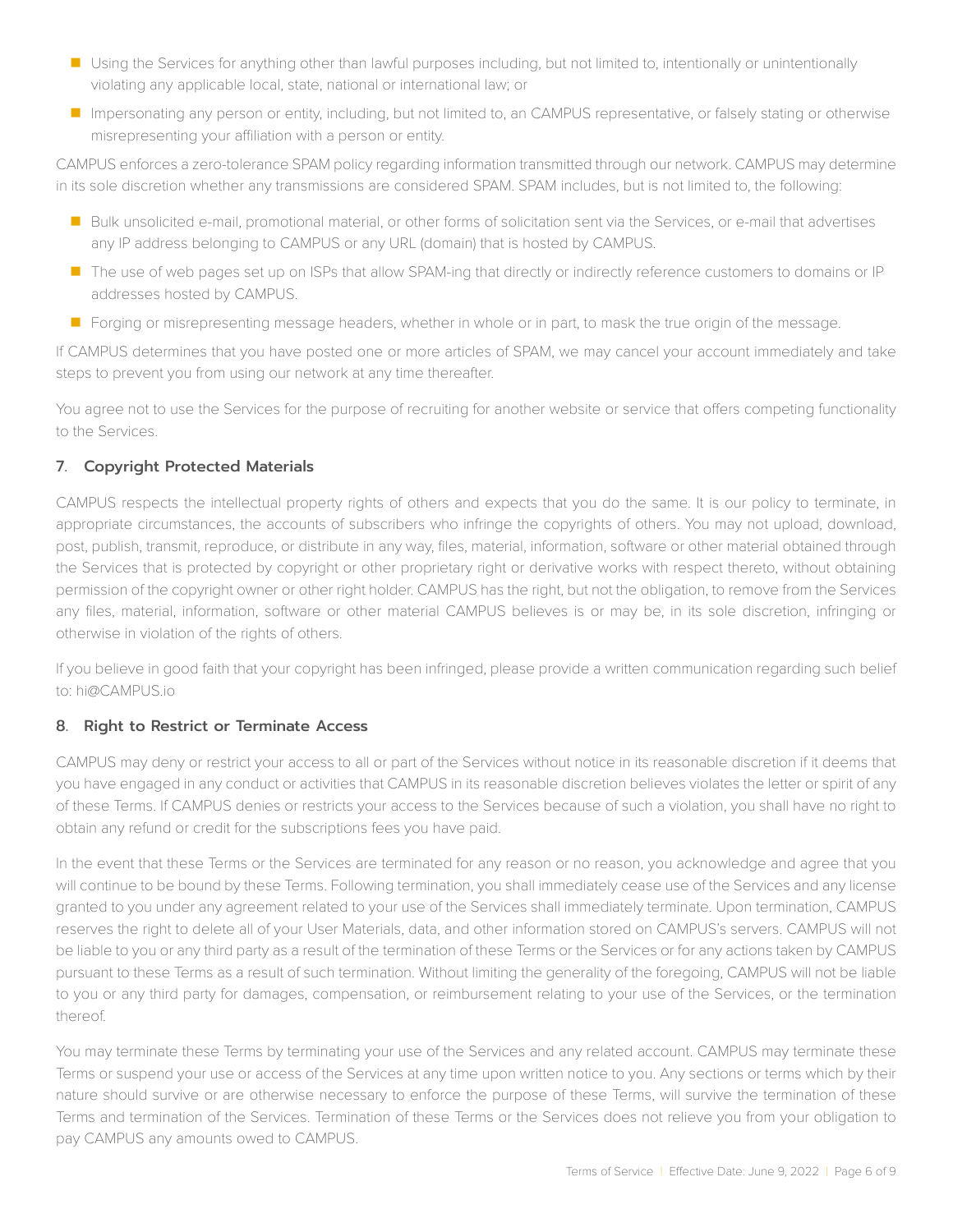- Using the Services for anything other than lawful purposes including, but not limited to, intentionally or unintentionally violating any applicable local, state, national or international law; or
- Impersonating any person or entity, including, but not limited to, an CAMPUS representative, or falsely stating or otherwise misrepresenting your affiliation with a person or entity.

CAMPUS enforces a zero-tolerance SPAM policy regarding information transmitted through our network. CAMPUS may determine in its sole discretion whether any transmissions are considered SPAM. SPAM includes, but is not limited to, the following:

- Bulk unsolicited e-mail, promotional material, or other forms of solicitation sent via the Services, or e-mail that advertises any IP address belonging to CAMPUS or any URL (domain) that is hosted by CAMPUS.
- The use of web pages set up on ISPs that allow SPAM-ing that directly or indirectly reference customers to domains or IP addresses hosted by CAMPUS.
- Forging or misrepresenting message headers, whether in whole or in part, to mask the true origin of the message.

If CAMPUS determines that you have posted one or more articles of SPAM, we may cancel your account immediately and take steps to prevent you from using our network at any time thereafter.

You agree not to use the Services for the purpose of recruiting for another website or service that offers competing functionality to the Services.

### 7. Copyright Protected Materials

CAMPUS respects the intellectual property rights of others and expects that you do the same. It is our policy to terminate, in appropriate circumstances, the accounts of subscribers who infringe the copyrights of others. You may not upload, download, post, publish, transmit, reproduce, or distribute in any way, files, material, information, software or other material obtained through the Services that is protected by copyright or other proprietary right or derivative works with respect thereto, without obtaining permission of the copyright owner or other right holder. CAMPUS has the right, but not the obligation, to remove from the Services any files, material, information, software or other material CAMPUS believes is or may be, in its sole discretion, infringing or otherwise in violation of the rights of others.

If you believe in good faith that your copyright has been infringed, please provide a written communication regarding such belief to: hi@CAMPUS.io

### 8. Right to Restrict or Terminate Access

CAMPUS may deny or restrict your access to all or part of the Services without notice in its reasonable discretion if it deems that you have engaged in any conduct or activities that CAMPUS in its reasonable discretion believes violates the letter or spirit of any of these Terms. If CAMPUS denies or restricts your access to the Services because of such a violation, you shall have no right to obtain any refund or credit for the subscriptions fees you have paid.

In the event that these Terms or the Services are terminated for any reason or no reason, you acknowledge and agree that you will continue to be bound by these Terms. Following termination, you shall immediately cease use of the Services and any license granted to you under any agreement related to your use of the Services shall immediately terminate. Upon termination, CAMPUS reserves the right to delete all of your User Materials, data, and other information stored on CAMPUS's servers. CAMPUS will not be liable to you or any third party as a result of the termination of these Terms or the Services or for any actions taken by CAMPUS pursuant to these Terms as a result of such termination. Without limiting the generality of the foregoing, CAMPUS will not be liable to you or any third party for damages, compensation, or reimbursement relating to your use of the Services, or the termination thereof.

You may terminate these Terms by terminating your use of the Services and any related account. CAMPUS may terminate these Terms or suspend your use or access of the Services at any time upon written notice to you. Any sections or terms which by their nature should survive or are otherwise necessary to enforce the purpose of these Terms, will survive the termination of these Terms and termination of the Services. Termination of these Terms or the Services does not relieve you from your obligation to pay CAMPUS any amounts owed to CAMPUS.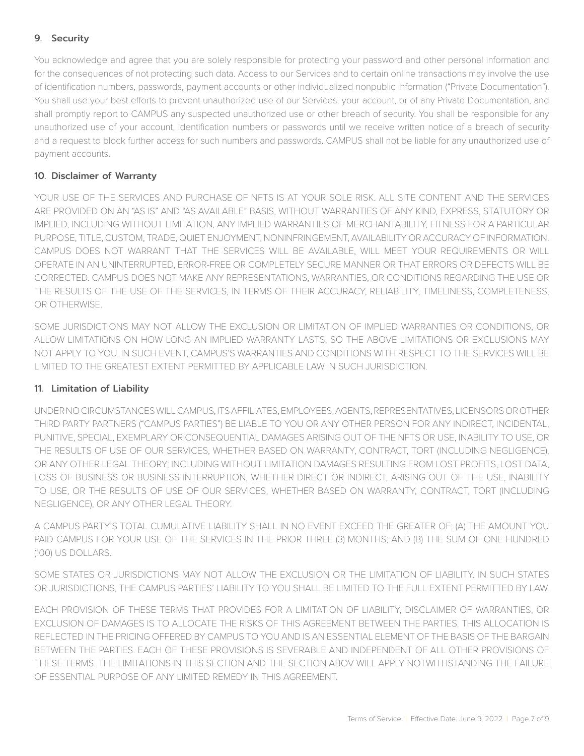## 9. Security

You acknowledge and agree that you are solely responsible for protecting your password and other personal information and for the consequences of not protecting such data. Access to our Services and to certain online transactions may involve the use of identification numbers, passwords, payment accounts or other individualized nonpublic information ("Private Documentation"). You shall use your best efforts to prevent unauthorized use of our Services, your account, or of any Private Documentation, and shall promptly report to CAMPUS any suspected unauthorized use or other breach of security. You shall be responsible for any unauthorized use of your account, identification numbers or passwords until we receive written notice of a breach of security and a request to block further access for such numbers and passwords. CAMPUS shall not be liable for any unauthorized use of payment accounts.

## 10. Disclaimer of Warranty

YOUR USE OF THE SERVICES AND PURCHASE OF NFTS IS AT YOUR SOLE RISK. ALL SITE CONTENT AND THE SERVICES ARE PROVIDED ON AN "AS IS" AND "AS AVAILABLE" BASIS, WITHOUT WARRANTIES OF ANY KIND, EXPRESS, STATUTORY OR IMPLIED, INCLUDING WITHOUT LIMITATION, ANY IMPLIED WARRANTIES OF MERCHANTABILITY, FITNESS FOR A PARTICULAR PURPOSE, TITLE, CUSTOM, TRADE, QUIET ENJOYMENT, NONINFRINGEMENT, AVAILABILITY OR ACCURACY OF INFORMATION. CAMPUS DOES NOT WARRANT THAT THE SERVICES WILL BE AVAILABLE, WILL MEET YOUR REQUIREMENTS OR WILL OPERATE IN AN UNINTERRUPTED, ERROR-FREE OR COMPLETELY SECURE MANNER OR THAT ERRORS OR DEFECTS WILL BE CORRECTED. CAMPUS DOES NOT MAKE ANY REPRESENTATIONS, WARRANTIES, OR CONDITIONS REGARDING THE USE OR THE RESULTS OF THE USE OF THE SERVICES, IN TERMS OF THEIR ACCURACY, RELIABILITY, TIMELINESS, COMPLETENESS, OR OTHERWISE.

SOME JURISDICTIONS MAY NOT ALLOW THE EXCLUSION OR LIMITATION OF IMPLIED WARRANTIES OR CONDITIONS, OR ALLOW LIMITATIONS ON HOW LONG AN IMPLIED WARRANTY LASTS, SO THE ABOVE LIMITATIONS OR EXCLUSIONS MAY NOT APPLY TO YOU. IN SUCH EVENT, CAMPUS'S WARRANTIES AND CONDITIONS WITH RESPECT TO THE SERVICES WILL BE LIMITED TO THE GREATEST EXTENT PERMITTED BY APPLICABLE LAW IN SUCH JURISDICTION.

## 11. Limitation of Liability

UNDER NO CIRCUMSTANCES WILL CAMPUS, ITS AFFILIATES, EMPLOYEES, AGENTS, REPRESENTATIVES, LICENSORS OR OTHER THIRD PARTY PARTNERS ("CAMPUS PARTIES") BE LIABLE TO YOU OR ANY OTHER PERSON FOR ANY INDIRECT, INCIDENTAL, PUNITIVE, SPECIAL, EXEMPLARY OR CONSEQUENTIAL DAMAGES ARISING OUT OF THE NFTS OR USE, INABILITY TO USE, OR THE RESULTS OF USE OF OUR SERVICES, WHETHER BASED ON WARRANTY, CONTRACT, TORT (INCLUDING NEGLIGENCE), OR ANY OTHER LEGAL THEORY; INCLUDING WITHOUT LIMITATION DAMAGES RESULTING FROM LOST PROFITS, LOST DATA, LOSS OF BUSINESS OR BUSINESS INTERRUPTION, WHETHER DIRECT OR INDIRECT, ARISING OUT OF THE USE, INABILITY TO USE, OR THE RESULTS OF USE OF OUR SERVICES, WHETHER BASED ON WARRANTY, CONTRACT, TORT (INCLUDING NEGLIGENCE), OR ANY OTHER LEGAL THEORY.

A CAMPUS PARTY'S TOTAL CUMULATIVE LIABILITY SHALL IN NO EVENT EXCEED THE GREATER OF: (A) THE AMOUNT YOU PAID CAMPUS FOR YOUR USE OF THE SERVICES IN THE PRIOR THREE (3) MONTHS; AND (B) THE SUM OF ONE HUNDRED (100) US DOLLARS.

SOME STATES OR JURISDICTIONS MAY NOT ALLOW THE EXCLUSION OR THE LIMITATION OF LIABILITY. IN SUCH STATES OR JURISDICTIONS, THE CAMPUS PARTIES' LIABILITY TO YOU SHALL BE LIMITED TO THE FULL EXTENT PERMITTED BY LAW.

EACH PROVISION OF THESE TERMS THAT PROVIDES FOR A LIMITATION OF LIABILITY, DISCLAIMER OF WARRANTIES, OR EXCLUSION OF DAMAGES IS TO ALLOCATE THE RISKS OF THIS AGREEMENT BETWEEN THE PARTIES. THIS ALLOCATION IS REFLECTED IN THE PRICING OFFERED BY CAMPUS TO YOU AND IS AN ESSENTIAL ELEMENT OF THE BASIS OF THE BARGAIN BETWEEN THE PARTIES. EACH OF THESE PROVISIONS IS SEVERABLE AND INDEPENDENT OF ALL OTHER PROVISIONS OF THESE TERMS. THE LIMITATIONS IN THIS SECTION AND THE SECTION ABOV WILL APPLY NOTWITHSTANDING THE FAILURE OF ESSENTIAL PURPOSE OF ANY LIMITED REMEDY IN THIS AGREEMENT.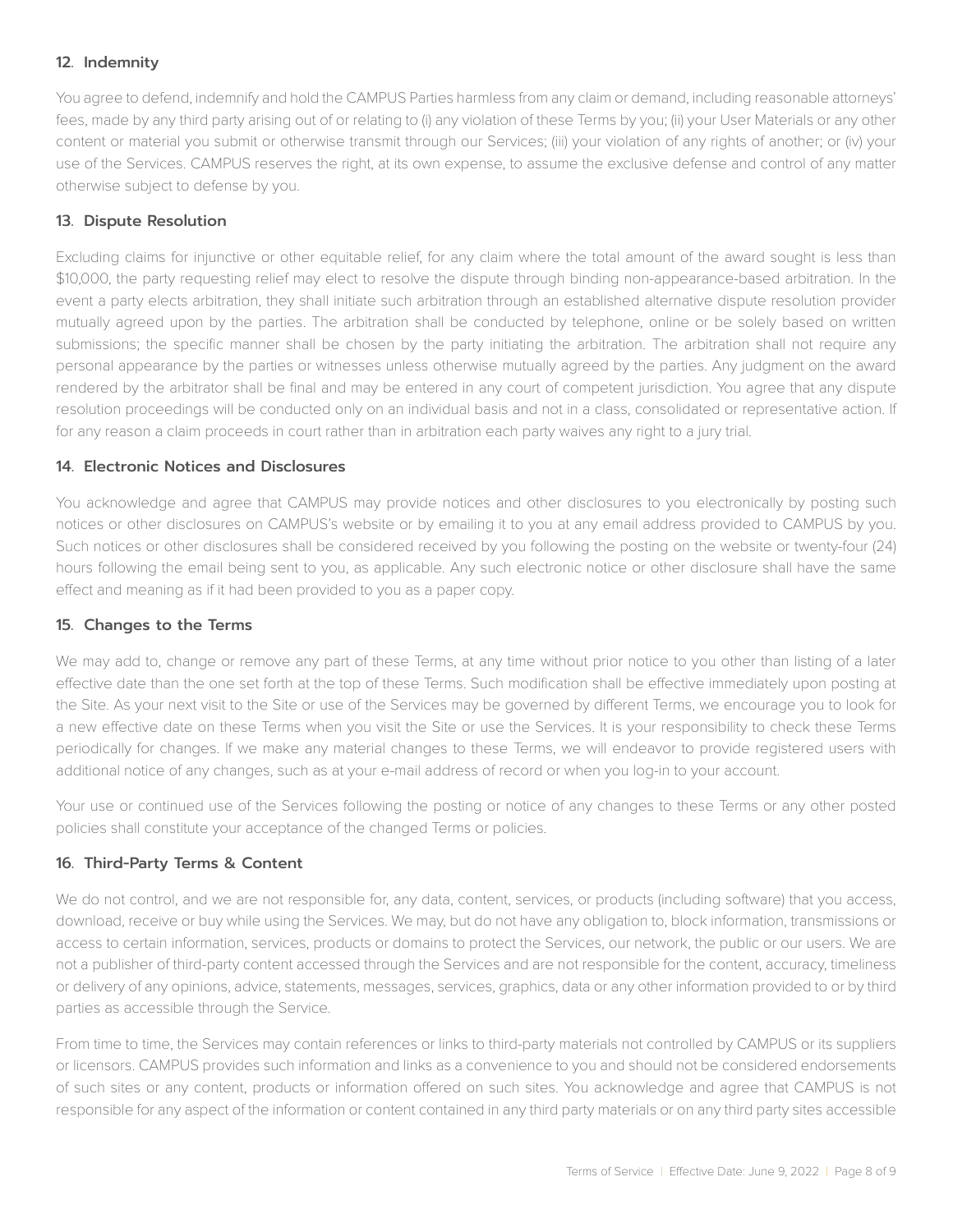## 12. Indemnity

You agree to defend, indemnify and hold the CAMPUS Parties harmless from any claim or demand, including reasonable attorneys' fees, made by any third party arising out of or relating to (i) any violation of these Terms by you; (ii) your User Materials or any other content or material you submit or otherwise transmit through our Services; (iii) your violation of any rights of another; or (iv) your use of the Services. CAMPUS reserves the right, at its own expense, to assume the exclusive defense and control of any matter otherwise subject to defense by you.

## 13. Dispute Resolution

Excluding claims for injunctive or other equitable relief, for any claim where the total amount of the award sought is less than $10,000, the party requesting relief may elect to resolve the dispute through binding non-appearance-based arbitration. In the event a party elects arbitration, they shall initiate such arbitration through an established alternative dispute resolution provider mutually agreed upon by the parties. The arbitration shall be conducted by telephone, online or be solely based on written submissions; the specific manner shall be chosen by the party initiating the arbitration. The arbitration shall not require any personal appearance by the parties or witnesses unless otherwise mutually agreed by the parties. Any judgment on the award rendered by the arbitrator shall be final and may be entered in any court of competent jurisdiction. You agree that any dispute resolution proceedings will be conducted only on an individual basis and not in a class, consolidated or representative action. If for any reason a claim proceeds in court rather than in arbitration each party waives any right to a jury trial.

## 14. Electronic Notices and Disclosures

You acknowledge and agree that CAMPUS may provide notices and other disclosures to you electronically by posting such notices or other disclosures on CAMPUS's website or by emailing it to you at any email address provided to CAMPUS by you. Such notices or other disclosures shall be considered received by you following the posting on the website or twenty-four (24) hours following the email being sent to you, as applicable. Any such electronic notice or other disclosure shall have the same effect and meaning as if it had been provided to you as a paper copy.

## 15. Changes to the Terms

We may add to, change or remove any part of these Terms, at any time without prior notice to you other than listing of a later effective date than the one set forth at the top of these Terms. Such modification shall be effective immediately upon posting at the Site. As your next visit to the Site or use of the Services may be governed by different Terms, we encourage you to look for a new effective date on these Terms when you visit the Site or use the Services. It is your responsibility to check these Terms periodically for changes. If we make any material changes to these Terms, we will endeavor to provide registered users with additional notice of any changes, such as at your e-mail address of record or when you log-in to your account.

Your use or continued use of the Services following the posting or notice of any changes to these Terms or any other posted policies shall constitute your acceptance of the changed Terms or policies.

## 16. Third-Party Terms & Content

We do not control, and we are not responsible for, any data, content, services, or products (including software) that you access, download, receive or buy while using the Services. We may, but do not have any obligation to, block information, transmissions or access to certain information, services, products or domains to protect the Services, our network, the public or our users. We are not a publisher of third-party content accessed through the Services and are not responsible for the content, accuracy, timeliness or delivery of any opinions, advice, statements, messages, services, graphics, data or any other information provided to or by third parties as accessible through the Service.

From time to time, the Services may contain references or links to third-party materials not controlled by CAMPUS or its suppliers or licensors. CAMPUS provides such information and links as a convenience to you and should not be considered endorsements of such sites or any content, products or information offered on such sites. You acknowledge and agree that CAMPUS is not responsible for any aspect of the information or content contained in any third party materials or on any third party sites accessible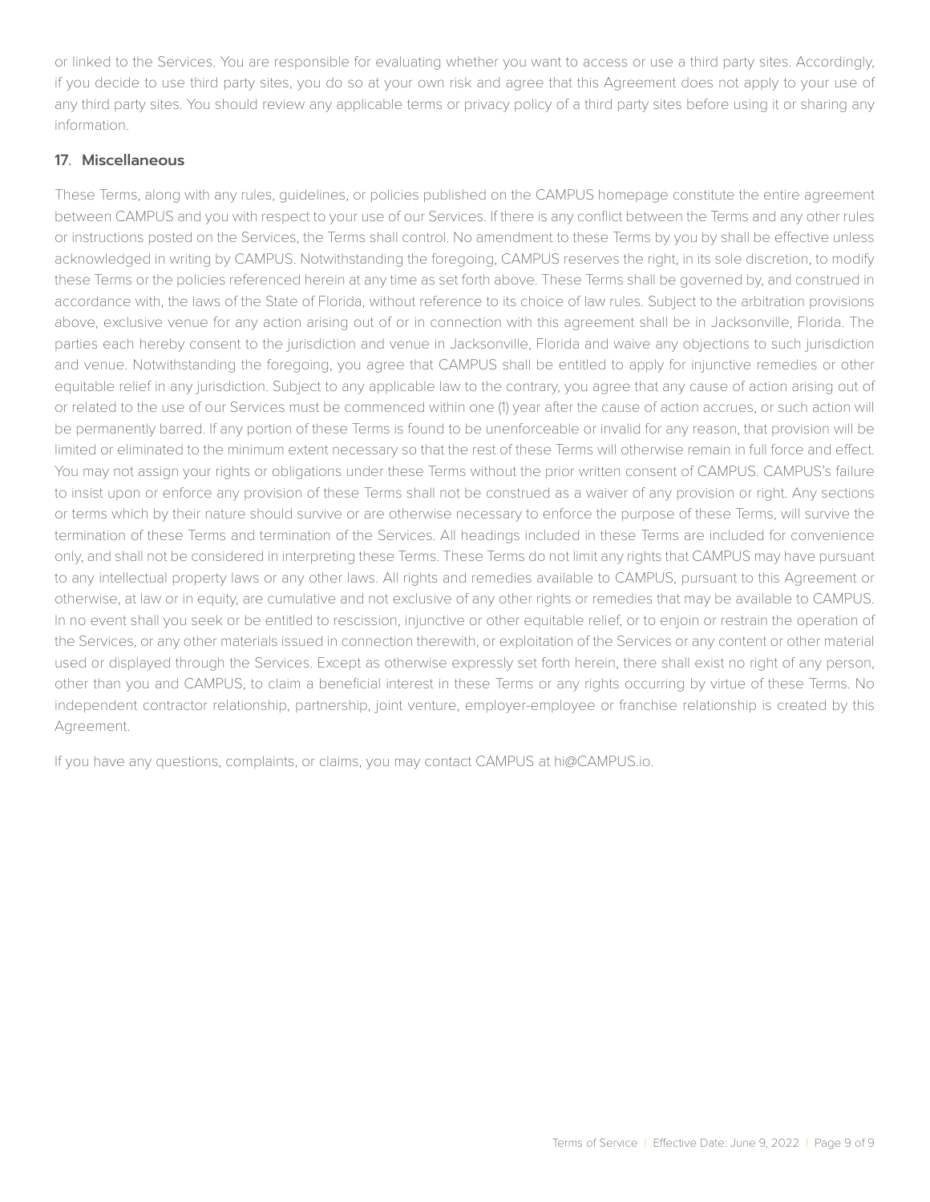or linked to the Services. You are responsible for evaluating whether you want to access or use a third party sites. Accordingly, if you decide to use third party sites, you do so at your own risk and agree that this Agreement does not apply to your use of any third party sites. You should review any applicable terms or privacy policy of a third party sites before using it or sharing any information.

### 17. Miscellaneous

These Terms, along with any rules, guidelines, or policies published on the CAMPUS homepage constitute the entire agreement between CAMPUS and you with respect to your use of our Services. If there is any conflict between the Terms and any other rules or instructions posted on the Services, the Terms shall control. No amendment to these Terms by you by shall be effective unless acknowledged in writing by CAMPUS. Notwithstanding the foregoing, CAMPUS reserves the right, in its sole discretion, to modify these Terms or the policies referenced herein at any time as set forth above. These Terms shall be governed by, and construed in accordance with, the laws of the State of Florida, without reference to its choice of law rules. Subject to the arbitration provisions above, exclusive venue for any action arising out of or in connection with this agreement shall be in Jacksonville, Florida. The parties each hereby consent to the jurisdiction and venue in Jacksonville, Florida and waive any objections to such jurisdiction and venue. Notwithstanding the foregoing, you agree that CAMPUS shall be entitled to apply for injunctive remedies or other equitable relief in any jurisdiction. Subject to any applicable law to the contrary, you agree that any cause of action arising out of or related to the use of our Services must be commenced within one (1) year after the cause of action accrues, or such action will be permanently barred. If any portion of these Terms is found to be unenforceable or invalid for any reason, that provision will be limited or eliminated to the minimum extent necessary so that the rest of these Terms will otherwise remain in full force and effect. You may not assign your rights or obligations under these Terms without the prior written consent of CAMPUS. CAMPUS's failure to insist upon or enforce any provision of these Terms shall not be construed as a waiver of any provision or right. Any sections or terms which by their nature should survive or are otherwise necessary to enforce the purpose of these Terms, will survive the termination of these Terms and termination of the Services. All headings included in these Terms are included for convenience only, and shall not be considered in interpreting these Terms. These Terms do not limit any rights that CAMPUS may have pursuant to any intellectual property laws or any other laws. All rights and remedies available to CAMPUS, pursuant to this Agreement or otherwise, at law or in equity, are cumulative and not exclusive of any other rights or remedies that may be available to CAMPUS. In no event shall you seek or be entitled to rescission, injunctive or other equitable relief, or to enjoin or restrain the operation of the Services, or any other materials issued in connection therewith, or exploitation of the Services or any content or other material used or displayed through the Services. Except as otherwise expressly set forth herein, there shall exist no right of any person, other than you and CAMPUS, to claim a beneficial interest in these Terms or any rights occurring by virtue of these Terms. No independent contractor relationship, partnership, joint venture, employer-employee or franchise relationship is created by this Agreement.

If you have any questions, complaints, or claims, you may contact CAMPUS at hi@CAMPUS.io.